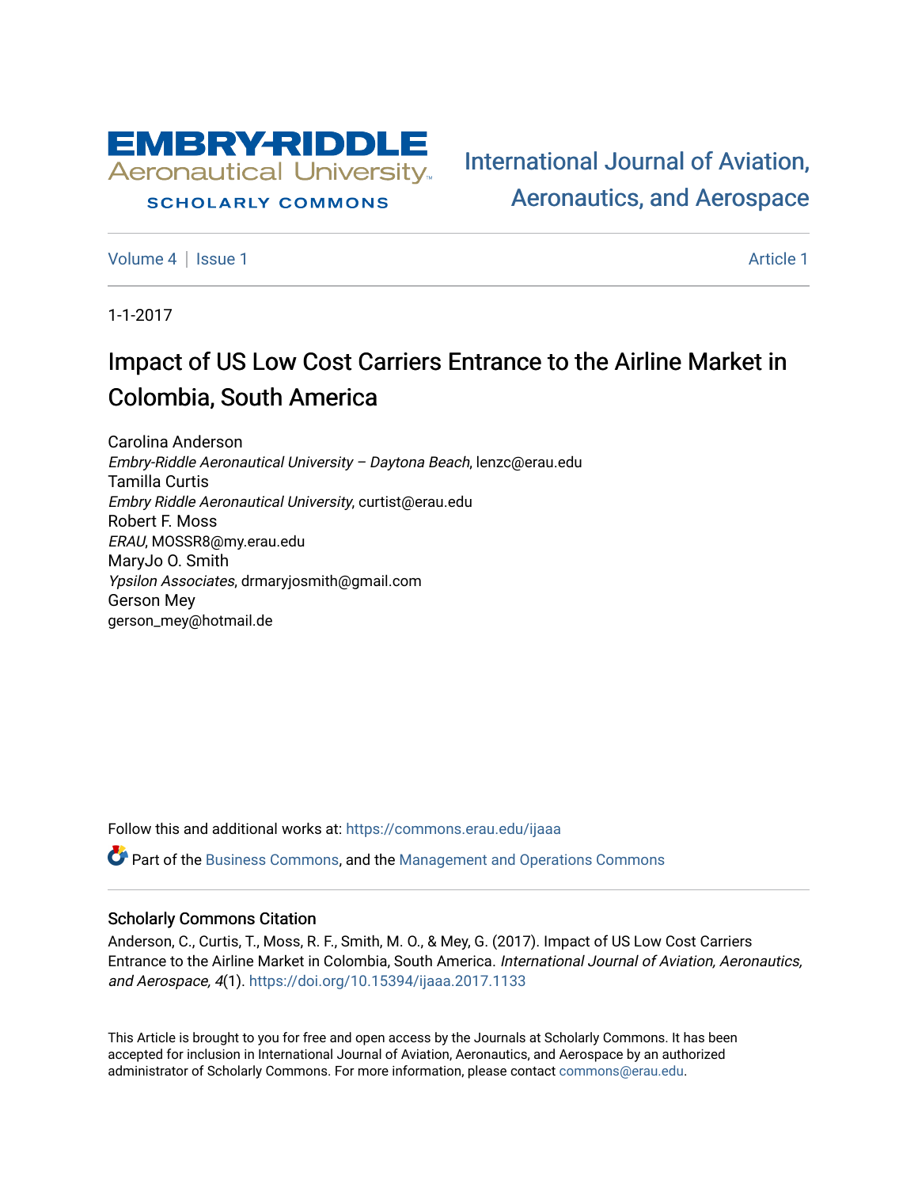EMBRY-RIDDLE Aeronautical University

SCHOLARLY COMMONS

International Journal of Aviation, Aeronautics, and Aerospace

Volume 4 | Issue 1 Article 1

1-1-2017

# Impact of US Low Cost Carriers Entrance to the Airline Market in Colombia, South America

Carolina Anderson
*Embry-Riddle Aeronautical University – Daytona Beach*, lenzc@erau.edu

Tamilla Curtis
*Embry Riddle Aeronautical University*, curtist@erau.edu

Robert F. Moss
*ERAU*, MOSSR8@my.erau.edu

MaryJo O. Smith
*Ypsilon Associates*, drmaryjosmith@gmail.com

Gerson Mey
gerson_mey@hotmail.de

Follow this and additional works at: https://commons.erau.edu/ijaaa

Part of the Business Commons, and the Management and Operations Commons

## Scholarly Commons Citation

Anderson, C., Curtis, T., Moss, R. F., Smith, M. O., & Mey, G. (2017). Impact of US Low Cost Carriers Entrance to the Airline Market in Colombia, South America. *International Journal of Aviation, Aeronautics, and Aerospace, 4*(1). https://doi.org/10.15394/ijaaa.2017.1133

This Article is brought to you for free and open access by the Journals at Scholarly Commons. It has been accepted for inclusion in International Journal of Aviation, Aeronautics, and Aerospace by an authorized administrator of Scholarly Commons. For more information, please contact commons@erau.edu.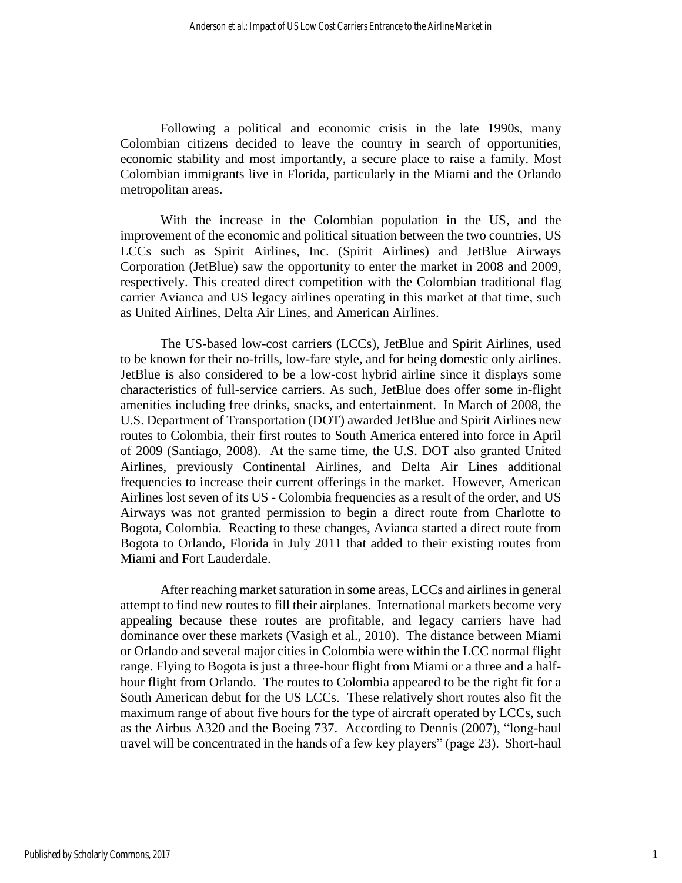Following a political and economic crisis in the late 1990s, many Colombian citizens decided to leave the country in search of opportunities, economic stability and most importantly, a secure place to raise a family. Most Colombian immigrants live in Florida, particularly in the Miami and the Orlando metropolitan areas.

With the increase in the Colombian population in the US, and the improvement of the economic and political situation between the two countries, US LCCs such as Spirit Airlines, Inc. (Spirit Airlines) and JetBlue Airways Corporation (JetBlue) saw the opportunity to enter the market in 2008 and 2009, respectively. This created direct competition with the Colombian traditional flag carrier Avianca and US legacy airlines operating in this market at that time, such as United Airlines, Delta Air Lines, and American Airlines.

The US-based low-cost carriers (LCCs), JetBlue and Spirit Airlines, used to be known for their no-frills, low-fare style, and for being domestic only airlines. JetBlue is also considered to be a low-cost hybrid airline since it displays some characteristics of full-service carriers. As such, JetBlue does offer some in-flight amenities including free drinks, snacks, and entertainment. In March of 2008, the U.S. Department of Transportation (DOT) awarded JetBlue and Spirit Airlines new routes to Colombia, their first routes to South America entered into force in April of 2009 (Santiago, 2008). At the same time, the U.S. DOT also granted United Airlines, previously Continental Airlines, and Delta Air Lines additional frequencies to increase their current offerings in the market. However, American Airlines lost seven of its US - Colombia frequencies as a result of the order, and US Airways was not granted permission to begin a direct route from Charlotte to Bogota, Colombia. Reacting to these changes, Avianca started a direct route from Bogota to Orlando, Florida in July 2011 that added to their existing routes from Miami and Fort Lauderdale.

After reaching market saturation in some areas, LCCs and airlines in general attempt to find new routes to fill their airplanes. International markets become very appealing because these routes are profitable, and legacy carriers have had dominance over these markets (Vasigh et al., 2010). The distance between Miami or Orlando and several major cities in Colombia were within the LCC normal flight range. Flying to Bogota is just a three-hour flight from Miami or a three and a half-hour flight from Orlando. The routes to Colombia appeared to be the right fit for a South American debut for the US LCCs. These relatively short routes also fit the maximum range of about five hours for the type of aircraft operated by LCCs, such as the Airbus A320 and the Boeing 737. According to Dennis (2007), "long-haul travel will be concentrated in the hands of a few key players" (page 23). Short-haul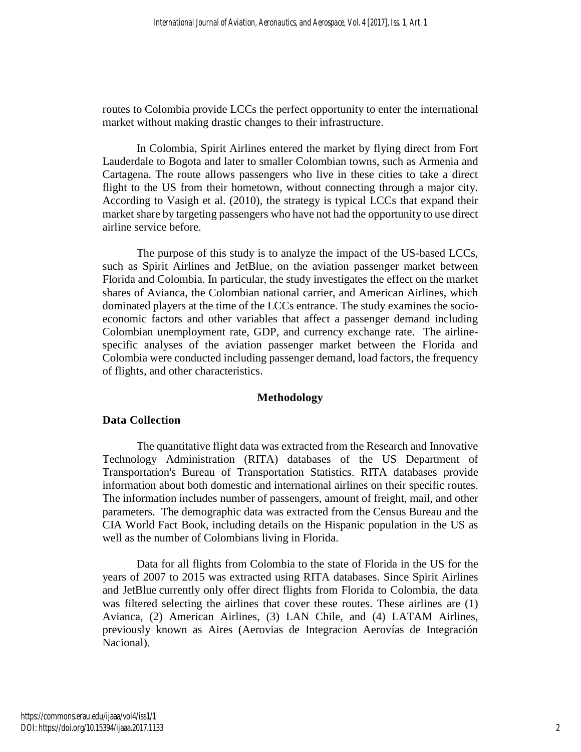routes to Colombia provide LCCs the perfect opportunity to enter the international market without making drastic changes to their infrastructure.

In Colombia, Spirit Airlines entered the market by flying direct from Fort Lauderdale to Bogota and later to smaller Colombian towns, such as Armenia and Cartagena. The route allows passengers who live in these cities to take a direct flight to the US from their hometown, without connecting through a major city. According to Vasigh et al. (2010), the strategy is typical LCCs that expand their market share by targeting passengers who have not had the opportunity to use direct airline service before.

The purpose of this study is to analyze the impact of the US-based LCCs, such as Spirit Airlines and JetBlue, on the aviation passenger market between Florida and Colombia. In particular, the study investigates the effect on the market shares of Avianca, the Colombian national carrier, and American Airlines, which dominated players at the time of the LCCs entrance. The study examines the socio-economic factors and other variables that affect a passenger demand including Colombian unemployment rate, GDP, and currency exchange rate. The airline-specific analyses of the aviation passenger market between the Florida and Colombia were conducted including passenger demand, load factors, the frequency of flights, and other characteristics.

## Methodology

### Data Collection

The quantitative flight data was extracted from the Research and Innovative Technology Administration (RITA) databases of the US Department of Transportation's Bureau of Transportation Statistics. RITA databases provide information about both domestic and international airlines on their specific routes. The information includes number of passengers, amount of freight, mail, and other parameters. The demographic data was extracted from the Census Bureau and the CIA World Fact Book, including details on the Hispanic population in the US as well as the number of Colombians living in Florida.

Data for all flights from Colombia to the state of Florida in the US for the years of 2007 to 2015 was extracted using RITA databases. Since Spirit Airlines and JetBlue currently only offer direct flights from Florida to Colombia, the data was filtered selecting the airlines that cover these routes. These airlines are (1) Avianca, (2) American Airlines, (3) LAN Chile, and (4) LATAM Airlines, previously known as Aires (Aerovias de Integracion Aerovías de Integración Nacional).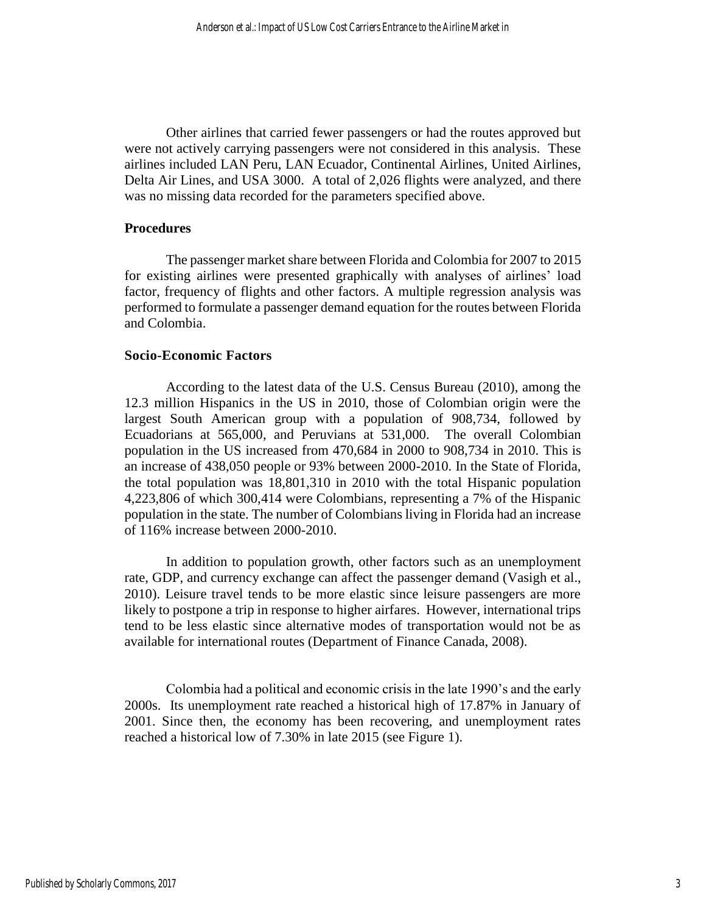Other airlines that carried fewer passengers or had the routes approved but were not actively carrying passengers were not considered in this analysis. These airlines included LAN Peru, LAN Ecuador, Continental Airlines, United Airlines, Delta Air Lines, and USA 3000. A total of 2,026 flights were analyzed, and there was no missing data recorded for the parameters specified above.

### Procedures

The passenger market share between Florida and Colombia for 2007 to 2015 for existing airlines were presented graphically with analyses of airlines' load factor, frequency of flights and other factors. A multiple regression analysis was performed to formulate a passenger demand equation for the routes between Florida and Colombia.

### Socio-Economic Factors

According to the latest data of the U.S. Census Bureau (2010), among the 12.3 million Hispanics in the US in 2010, those of Colombian origin were the largest South American group with a population of 908,734, followed by Ecuadorians at 565,000, and Peruvians at 531,000. The overall Colombian population in the US increased from 470,684 in 2000 to 908,734 in 2010. This is an increase of 438,050 people or 93% between 2000-2010. In the State of Florida, the total population was 18,801,310 in 2010 with the total Hispanic population 4,223,806 of which 300,414 were Colombians, representing a 7% of the Hispanic population in the state. The number of Colombians living in Florida had an increase of 116% increase between 2000-2010.

In addition to population growth, other factors such as an unemployment rate, GDP, and currency exchange can affect the passenger demand (Vasigh et al., 2010). Leisure travel tends to be more elastic since leisure passengers are more likely to postpone a trip in response to higher airfares. However, international trips tend to be less elastic since alternative modes of transportation would not be as available for international routes (Department of Finance Canada, 2008).

Colombia had a political and economic crisis in the late 1990's and the early 2000s. Its unemployment rate reached a historical high of 17.87% in January of 2001. Since then, the economy has been recovering, and unemployment rates reached a historical low of 7.30% in late 2015 (see Figure 1).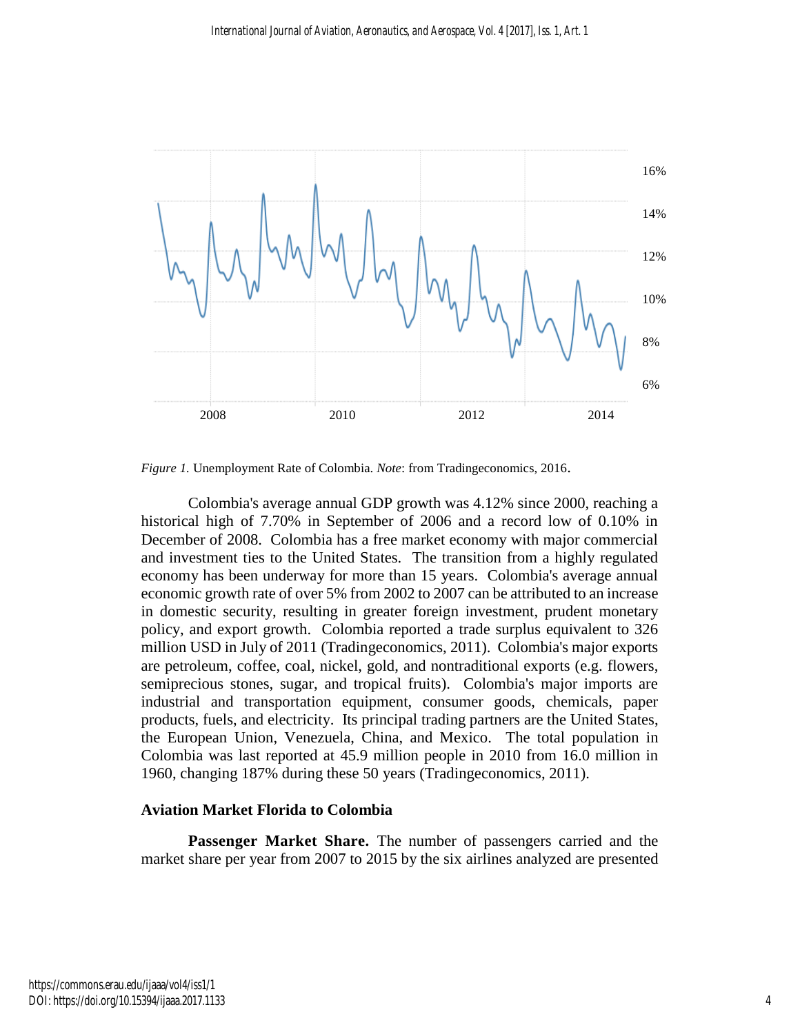*Figure 1.* Unemployment Rate of Colombia. *Note*: from Tradingeconomics, 2016.

Colombia's average annual GDP growth was 4.12% since 2000, reaching a historical high of 7.70% in September of 2006 and a record low of 0.10% in December of 2008. Colombia has a free market economy with major commercial and investment ties to the United States. The transition from a highly regulated economy has been underway for more than 15 years. Colombia's average annual economic growth rate of over 5% from 2002 to 2007 can be attributed to an increase in domestic security, resulting in greater foreign investment, prudent monetary policy, and export growth. Colombia reported a trade surplus equivalent to 326 million USD in July of 2011 (Tradingeconomics, 2011). Colombia's major exports are petroleum, coffee, coal, nickel, gold, and nontraditional exports (e.g. flowers, semiprecious stones, sugar, and tropical fruits). Colombia's major imports are industrial and transportation equipment, consumer goods, chemicals, paper products, fuels, and electricity. Its principal trading partners are the United States, the European Union, Venezuela, China, and Mexico. The total population in Colombia was last reported at 45.9 million people in 2010 from 16.0 million in 1960, changing 187% during these 50 years (Tradingeconomics, 2011).

## Aviation Market Florida to Colombia

**Passenger Market Share.** The number of passengers carried and the market share per year from 2007 to 2015 by the six airlines analyzed are presented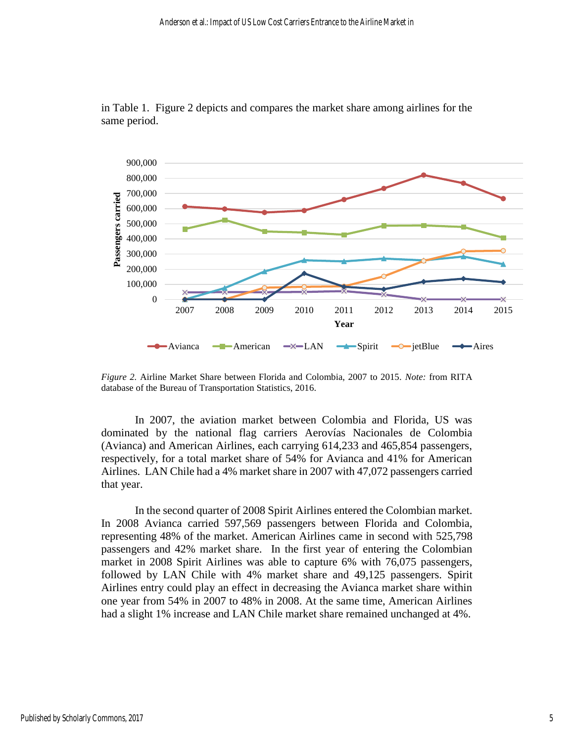in Table 1. Figure 2 depicts and compares the market share among airlines for the same period.

*Figure 2.* Airline Market Share between Florida and Colombia, 2007 to 2015. *Note:* from RITA database of the Bureau of Transportation Statistics, 2016.

In 2007, the aviation market between Colombia and Florida, US was dominated by the national flag carriers Aerovías Nacionales de Colombia (Avianca) and American Airlines, each carrying 614,233 and 465,854 passengers, respectively, for a total market share of 54% for Avianca and 41% for American Airlines. LAN Chile had a 4% market share in 2007 with 47,072 passengers carried that year.

In the second quarter of 2008 Spirit Airlines entered the Colombian market. In 2008 Avianca carried 597,569 passengers between Florida and Colombia, representing 48% of the market. American Airlines came in second with 525,798 passengers and 42% market share. In the first year of entering the Colombian market in 2008 Spirit Airlines was able to capture 6% with 76,075 passengers, followed by LAN Chile with 4% market share and 49,125 passengers. Spirit Airlines entry could play an effect in decreasing the Avianca market share within one year from 54% in 2007 to 48% in 2008. At the same time, American Airlines had a slight 1% increase and LAN Chile market share remained unchanged at 4%.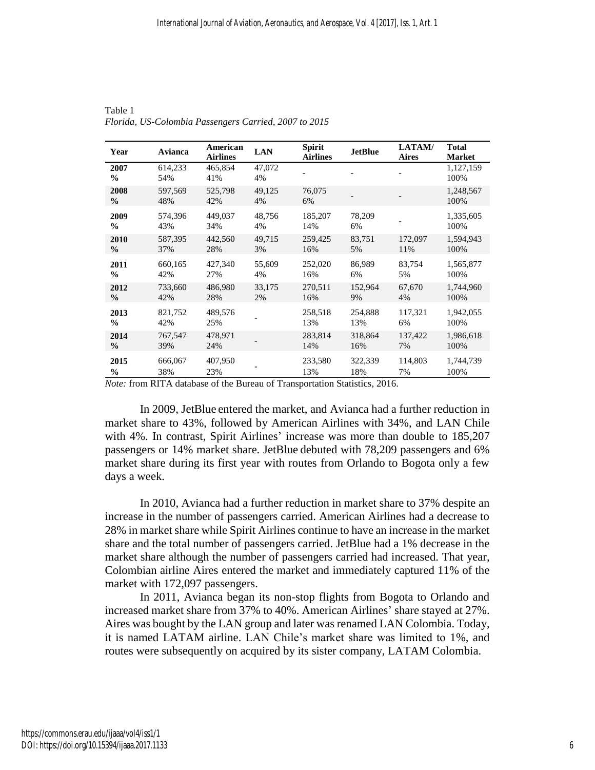Table 1
*Florida, US-Colombia Passengers Carried, 2007 to 2015*

| Year | Avianca | American Airlines | LAN | Spirit Airlines | JetBlue | LATAM/ Aires | Total Market |
|---|---|---|---|---|---|---|---|
| **2007** | 614,233 | 465,854 | 47,072 | - | - | - | 1,127,159 |
| **%** | 54% | 41% | 4% | | | | 100% |
| **2008** | 597,569 | 525,798 | 49,125 | 76,075 | - | - | 1,248,567 |
| **%** | 48% | 42% | 4% | 6% | | | 100% |
| **2009** | 574,396 | 449,037 | 48,756 | 185,207 | 78,209 | - | 1,335,605 |
| **%** | 43% | 34% | 4% | 14% | 6% | | 100% |
| **2010** | 587,395 | 442,560 | 49,715 | 259,425 | 83,751 | 172,097 | 1,594,943 |
| **%** | 37% | 28% | 3% | 16% | 5% | 11% | 100% |
| **2011** | 660,165 | 427,340 | 55,609 | 252,020 | 86,989 | 83,754 | 1,565,877 |
| **%** | 42% | 27% | 4% | 16% | 6% | 5% | 100% |
| **2012** | 733,660 | 486,980 | 33,175 | 270,511 | 152,964 | 67,670 | 1,744,960 |
| **%** | 42% | 28% | 2% | 16% | 9% | 4% | 100% |
| **2013** | 821,752 | 489,576 | - | 258,518 | 254,888 | 117,321 | 1,942,055 |
| **%** | 42% | 25% | | 13% | 13% | 6% | 100% |
| **2014** | 767,547 | 478,971 | - | 283,814 | 318,864 | 137,422 | 1,986,618 |
| **%** | 39% | 24% | | 14% | 16% | 7% | 100% |
| **2015** | 666,067 | 407,950 | - | 233,580 | 322,339 | 114,803 | 1,744,739 |
| **%** | 38% | 23% | | 13% | 18% | 7% | 100% |

*Note:* from RITA database of the Bureau of Transportation Statistics, 2016.

In 2009, JetBlue entered the market, and Avianca had a further reduction in market share to 43%, followed by American Airlines with 34%, and LAN Chile with 4%. In contrast, Spirit Airlines' increase was more than double to 185,207 passengers or 14% market share. JetBlue debuted with 78,209 passengers and 6% market share during its first year with routes from Orlando to Bogota only a few days a week.

In 2010, Avianca had a further reduction in market share to 37% despite an increase in the number of passengers carried. American Airlines had a decrease to 28% in market share while Spirit Airlines continue to have an increase in the market share and the total number of passengers carried. JetBlue had a 1% decrease in the market share although the number of passengers carried had increased. That year, Colombian airline Aires entered the market and immediately captured 11% of the market with 172,097 passengers.

In 2011, Avianca began its non-stop flights from Bogota to Orlando and increased market share from 37% to 40%. American Airlines' share stayed at 27%. Aires was bought by the LAN group and later was renamed LAN Colombia. Today, it is named LATAM airline. LAN Chile's market share was limited to 1%, and routes were subsequently on acquired by its sister company, LATAM Colombia.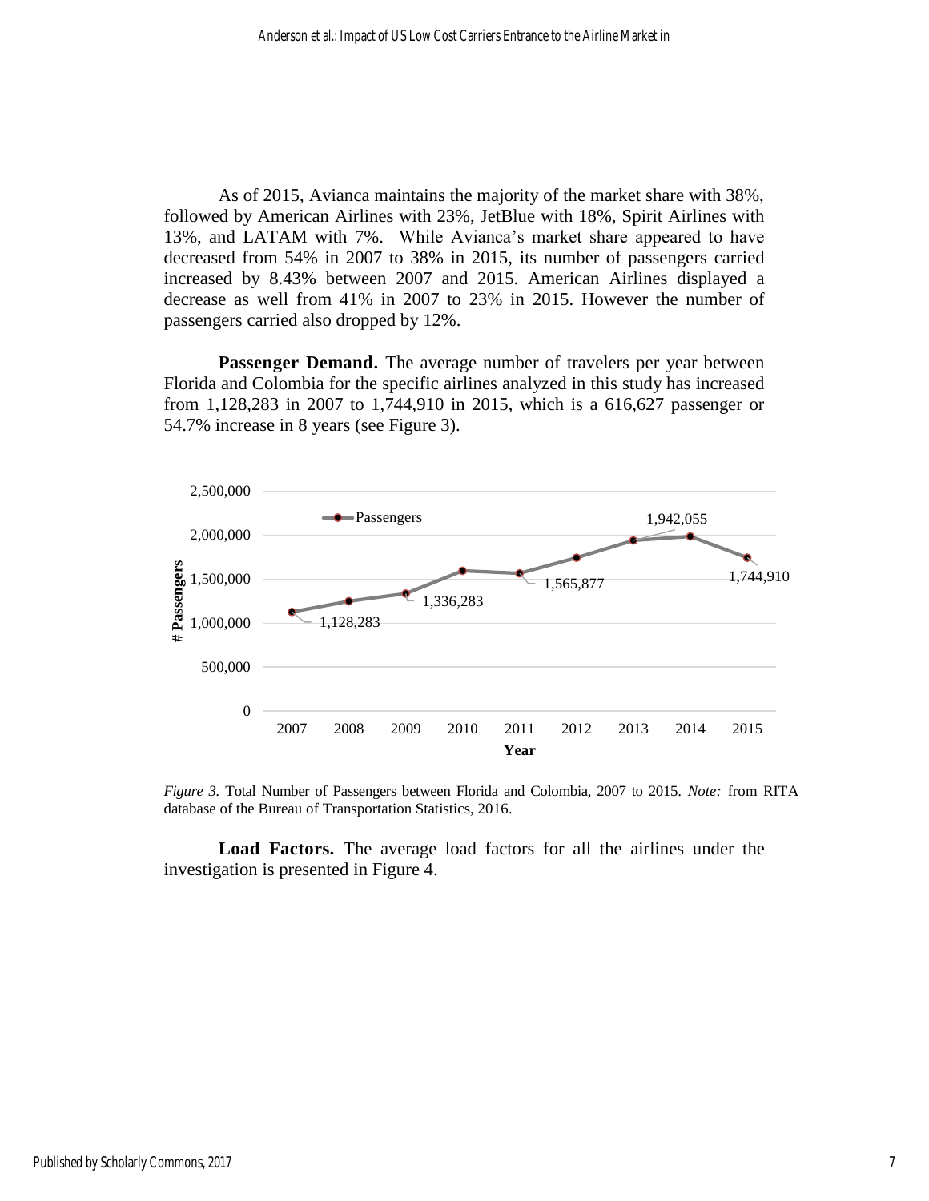As of 2015, Avianca maintains the majority of the market share with 38%, followed by American Airlines with 23%, JetBlue with 18%, Spirit Airlines with 13%, and LATAM with 7%. While Avianca's market share appeared to have decreased from 54% in 2007 to 38% in 2015, its number of passengers carried increased by 8.43% between 2007 and 2015. American Airlines displayed a decrease as well from 41% in 2007 to 23% in 2015. However the number of passengers carried also dropped by 12%.

**Passenger Demand.** The average number of travelers per year between Florida and Colombia for the specific airlines analyzed in this study has increased from 1,128,283 in 2007 to 1,744,910 in 2015, which is a 616,627 passenger or 54.7% increase in 8 years (see Figure 3).

*Figure 3.* Total Number of Passengers between Florida and Colombia, 2007 to 2015. *Note:* from RITA database of the Bureau of Transportation Statistics, 2016.

**Load Factors.** The average load factors for all the airlines under the investigation is presented in Figure 4.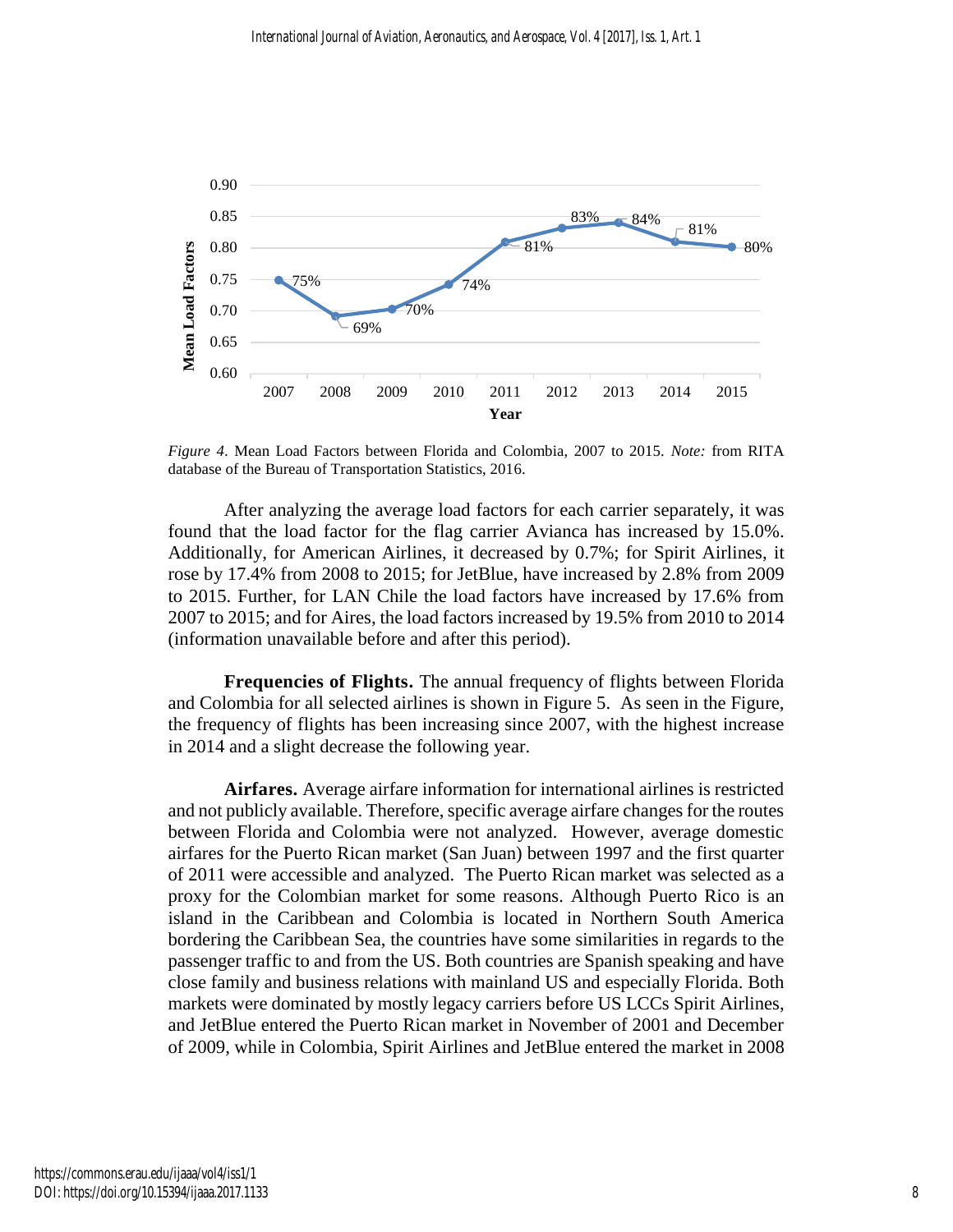*Figure 4*. Mean Load Factors between Florida and Colombia, 2007 to 2015. *Note:* from RITA database of the Bureau of Transportation Statistics, 2016.

After analyzing the average load factors for each carrier separately, it was found that the load factor for the flag carrier Avianca has increased by 15.0%. Additionally, for American Airlines, it decreased by 0.7%; for Spirit Airlines, it rose by 17.4% from 2008 to 2015; for JetBlue, have increased by 2.8% from 2009 to 2015. Further, for LAN Chile the load factors have increased by 17.6% from 2007 to 2015; and for Aires, the load factors increased by 19.5% from 2010 to 2014 (information unavailable before and after this period).

**Frequencies of Flights.** The annual frequency of flights between Florida and Colombia for all selected airlines is shown in Figure 5. As seen in the Figure, the frequency of flights has been increasing since 2007, with the highest increase in 2014 and a slight decrease the following year.

**Airfares.** Average airfare information for international airlines is restricted and not publicly available. Therefore, specific average airfare changes for the routes between Florida and Colombia were not analyzed. However, average domestic airfares for the Puerto Rican market (San Juan) between 1997 and the first quarter of 2011 were accessible and analyzed. The Puerto Rican market was selected as a proxy for the Colombian market for some reasons. Although Puerto Rico is an island in the Caribbean and Colombia is located in Northern South America bordering the Caribbean Sea, the countries have some similarities in regards to the passenger traffic to and from the US. Both countries are Spanish speaking and have close family and business relations with mainland US and especially Florida. Both markets were dominated by mostly legacy carriers before US LCCs Spirit Airlines, and JetBlue entered the Puerto Rican market in November of 2001 and December of 2009, while in Colombia, Spirit Airlines and JetBlue entered the market in 2008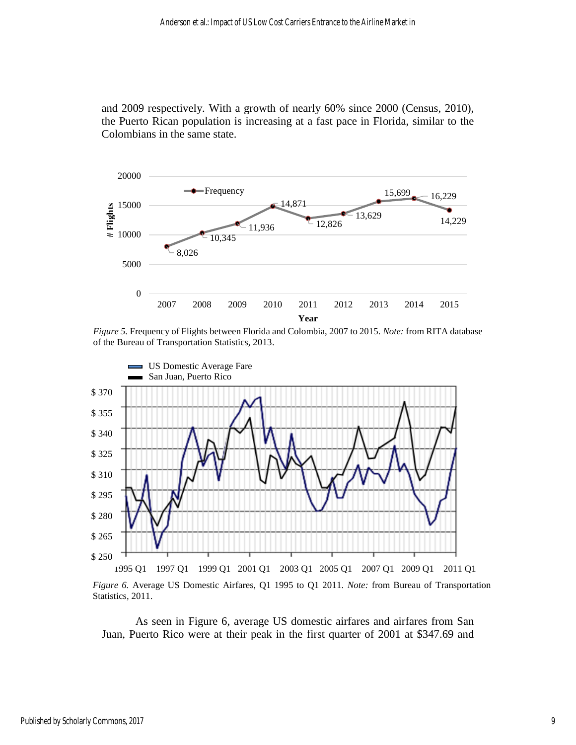and 2009 respectively. With a growth of nearly 60% since 2000 (Census, 2010), the Puerto Rican population is increasing at a fast pace in Florida, similar to the Colombians in the same state.

*Figure 5.* Frequency of Flights between Florida and Colombia, 2007 to 2015. *Note:* from RITA database of the Bureau of Transportation Statistics, 2013.

*Figure 6.* Average US Domestic Airfares, Q1 1995 to Q1 2011. *Note:* from Bureau of Transportation Statistics, 2011.

As seen in Figure 6, average US domestic airfares and airfares from San Juan, Puerto Rico were at their peak in the first quarter of 2001 at $347.69 and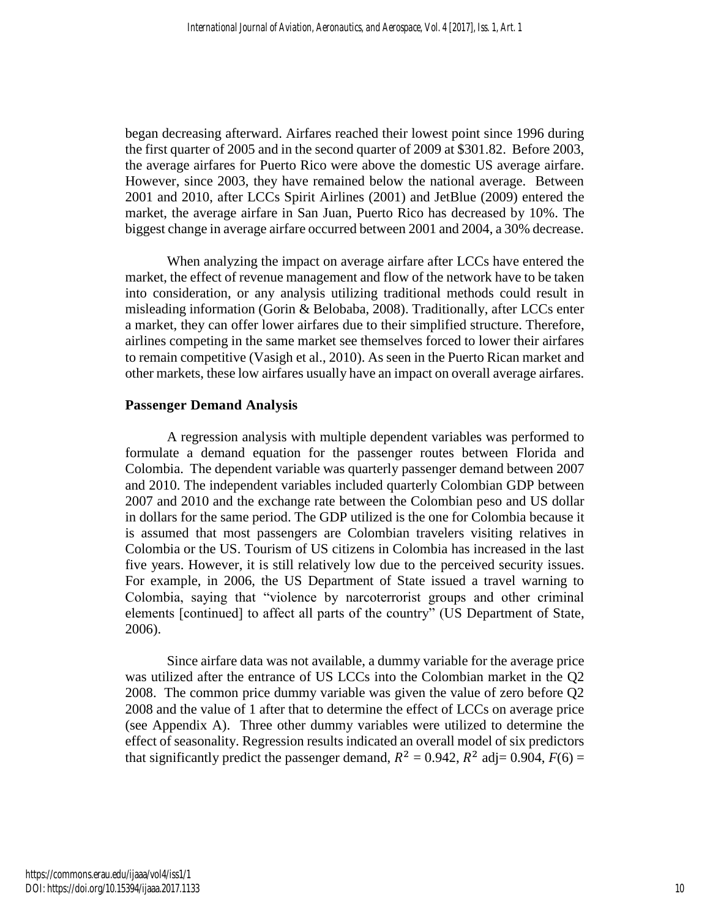began decreasing afterward. Airfares reached their lowest point since 1996 during the first quarter of 2005 and in the second quarter of 2009 at $301.82. Before 2003, the average airfares for Puerto Rico were above the domestic US average airfare. However, since 2003, they have remained below the national average. Between 2001 and 2010, after LCCs Spirit Airlines (2001) and JetBlue (2009) entered the market, the average airfare in San Juan, Puerto Rico has decreased by 10%. The biggest change in average airfare occurred between 2001 and 2004, a 30% decrease.

When analyzing the impact on average airfare after LCCs have entered the market, the effect of revenue management and flow of the network have to be taken into consideration, or any analysis utilizing traditional methods could result in misleading information (Gorin & Belobaba, 2008). Traditionally, after LCCs enter a market, they can offer lower airfares due to their simplified structure. Therefore, airlines competing in the same market see themselves forced to lower their airfares to remain competitive (Vasigh et al., 2010). As seen in the Puerto Rican market and other markets, these low airfares usually have an impact on overall average airfares.

## Passenger Demand Analysis

A regression analysis with multiple dependent variables was performed to formulate a demand equation for the passenger routes between Florida and Colombia. The dependent variable was quarterly passenger demand between 2007 and 2010. The independent variables included quarterly Colombian GDP between 2007 and 2010 and the exchange rate between the Colombian peso and US dollar in dollars for the same period. The GDP utilized is the one for Colombia because it is assumed that most passengers are Colombian travelers visiting relatives in Colombia or the US. Tourism of US citizens in Colombia has increased in the last five years. However, it is still relatively low due to the perceived security issues. For example, in 2006, the US Department of State issued a travel warning to Colombia, saying that "violence by narcoterrorist groups and other criminal elements [continued] to affect all parts of the country" (US Department of State, 2006).

Since airfare data was not available, a dummy variable for the average price was utilized after the entrance of US LCCs into the Colombian market in the Q2 2008. The common price dummy variable was given the value of zero before Q2 2008 and the value of 1 after that to determine the effect of LCCs on average price (see Appendix A). Three other dummy variables were utilized to determine the effect of seasonality. Regression results indicated an overall model of six predictors that significantly predict the passenger demand, $R^2 = 0.942$, $R^2$ adj= 0.904, $F(6) =$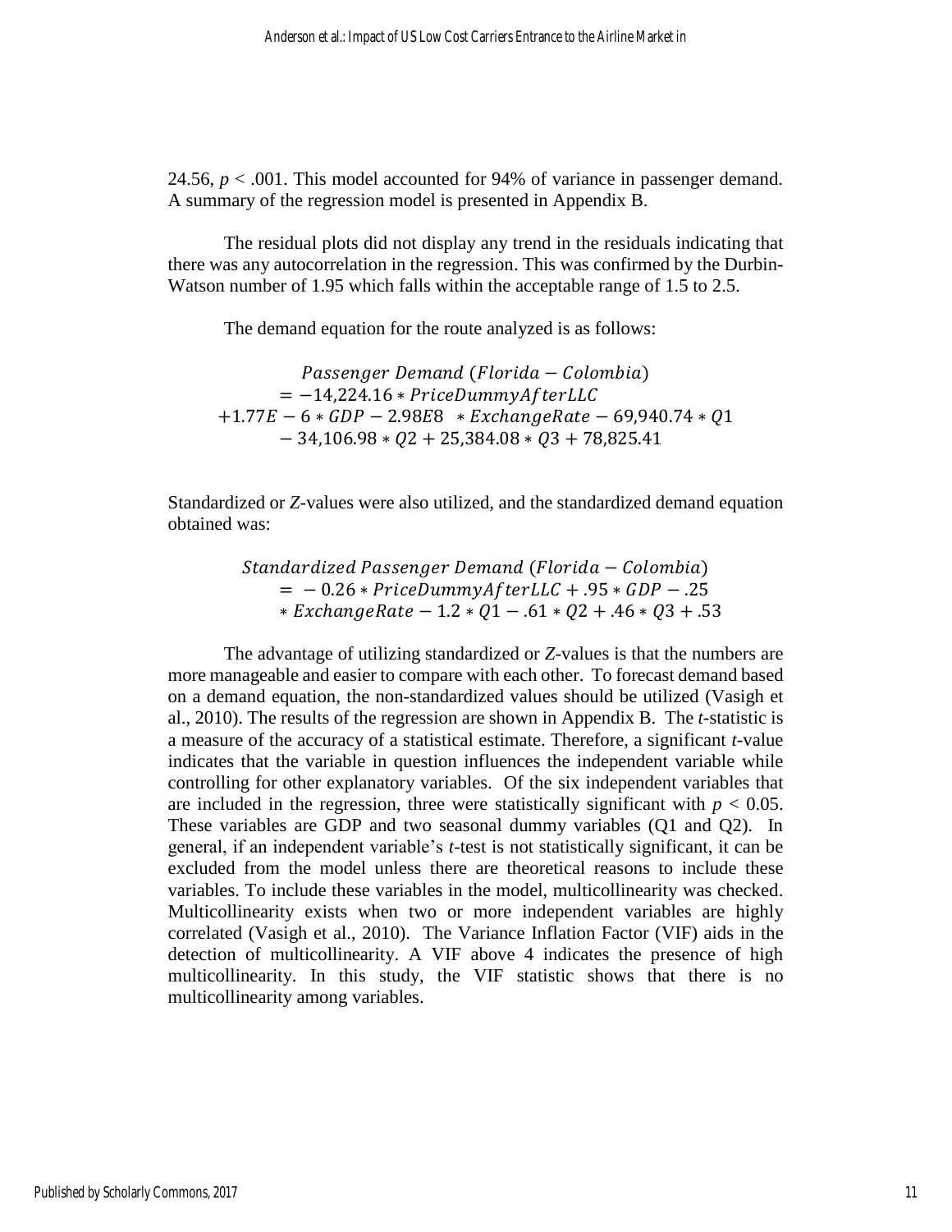24.56, $p < .001$. This model accounted for 94% of variance in passenger demand. A summary of the regression model is presented in Appendix B.

The residual plots did not display any trend in the residuals indicating that there was any autocorrelation in the regression. This was confirmed by the Durbin-Watson number of 1.95 which falls within the acceptable range of 1.5 to 2.5.

The demand equation for the route analyzed is as follows:

$$\begin{aligned} &Passenger\ Demand\ (Florida - Colombia) \\ &= -14{,}224.16 * PriceDummyAfterLLC \\ &+1.77E-6 * GDP - 2.98E8 \ * ExchangeRate - 69{,}940.74 * Q1 \\ &- 34{,}106.98 * Q2 + 25{,}384.08 * Q3 + 78{,}825.41 \end{aligned}$$

Standardized or *Z*-values were also utilized, and the standardized demand equation obtained was:

$$\begin{aligned} &Standardized\ Passenger\ Demand\ (Florida - Colombia) \\ &= -0.26 * PriceDummyAfterLLC + .95 * GDP - .25 \\ &* ExchangeRate - 1.2 * Q1 - .61 * Q2 + .46 * Q3 + .53 \end{aligned}$$

The advantage of utilizing standardized or *Z*-values is that the numbers are more manageable and easier to compare with each other. To forecast demand based on a demand equation, the non-standardized values should be utilized (Vasigh et al., 2010). The results of the regression are shown in Appendix B. The *t*-statistic is a measure of the accuracy of a statistical estimate. Therefore, a significant *t*-value indicates that the variable in question influences the independent variable while controlling for other explanatory variables. Of the six independent variables that are included in the regression, three were statistically significant with $p < 0.05$. These variables are GDP and two seasonal dummy variables (Q1 and Q2). In general, if an independent variable's *t*-test is not statistically significant, it can be excluded from the model unless there are theoretical reasons to include these variables. To include these variables in the model, multicollinearity was checked. Multicollinearity exists when two or more independent variables are highly correlated (Vasigh et al., 2010). The Variance Inflation Factor (VIF) aids in the detection of multicollinearity. A VIF above 4 indicates the presence of high multicollinearity. In this study, the VIF statistic shows that there is no multicollinearity among variables.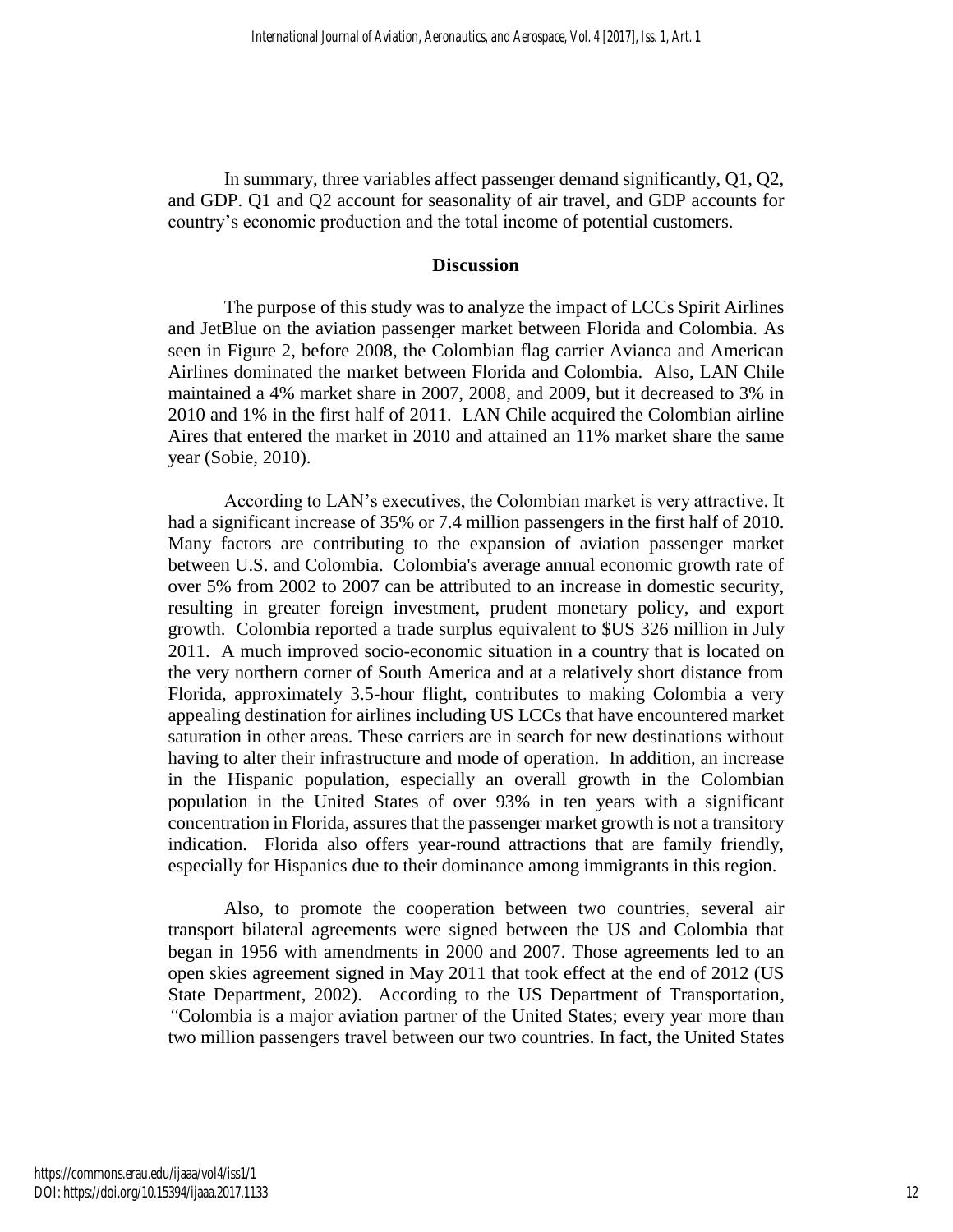In summary, three variables affect passenger demand significantly, Q1, Q2, and GDP. Q1 and Q2 account for seasonality of air travel, and GDP accounts for country's economic production and the total income of potential customers.

## Discussion

The purpose of this study was to analyze the impact of LCCs Spirit Airlines and JetBlue on the aviation passenger market between Florida and Colombia. As seen in Figure 2, before 2008, the Colombian flag carrier Avianca and American Airlines dominated the market between Florida and Colombia. Also, LAN Chile maintained a 4% market share in 2007, 2008, and 2009, but it decreased to 3% in 2010 and 1% in the first half of 2011. LAN Chile acquired the Colombian airline Aires that entered the market in 2010 and attained an 11% market share the same year (Sobie, 2010).

According to LAN's executives, the Colombian market is very attractive. It had a significant increase of 35% or 7.4 million passengers in the first half of 2010. Many factors are contributing to the expansion of aviation passenger market between U.S. and Colombia. Colombia's average annual economic growth rate of over 5% from 2002 to 2007 can be attributed to an increase in domestic security, resulting in greater foreign investment, prudent monetary policy, and export growth. Colombia reported a trade surplus equivalent to $US 326 million in July 2011. A much improved socio-economic situation in a country that is located on the very northern corner of South America and at a relatively short distance from Florida, approximately 3.5-hour flight, contributes to making Colombia a very appealing destination for airlines including US LCCs that have encountered market saturation in other areas. These carriers are in search for new destinations without having to alter their infrastructure and mode of operation. In addition, an increase in the Hispanic population, especially an overall growth in the Colombian population in the United States of over 93% in ten years with a significant concentration in Florida, assures that the passenger market growth is not a transitory indication. Florida also offers year-round attractions that are family friendly, especially for Hispanics due to their dominance among immigrants in this region.

Also, to promote the cooperation between two countries, several air transport bilateral agreements were signed between the US and Colombia that began in 1956 with amendments in 2000 and 2007. Those agreements led to an open skies agreement signed in May 2011 that took effect at the end of 2012 (US State Department, 2002). According to the US Department of Transportation, "Colombia is a major aviation partner of the United States; every year more than two million passengers travel between our two countries. In fact, the United States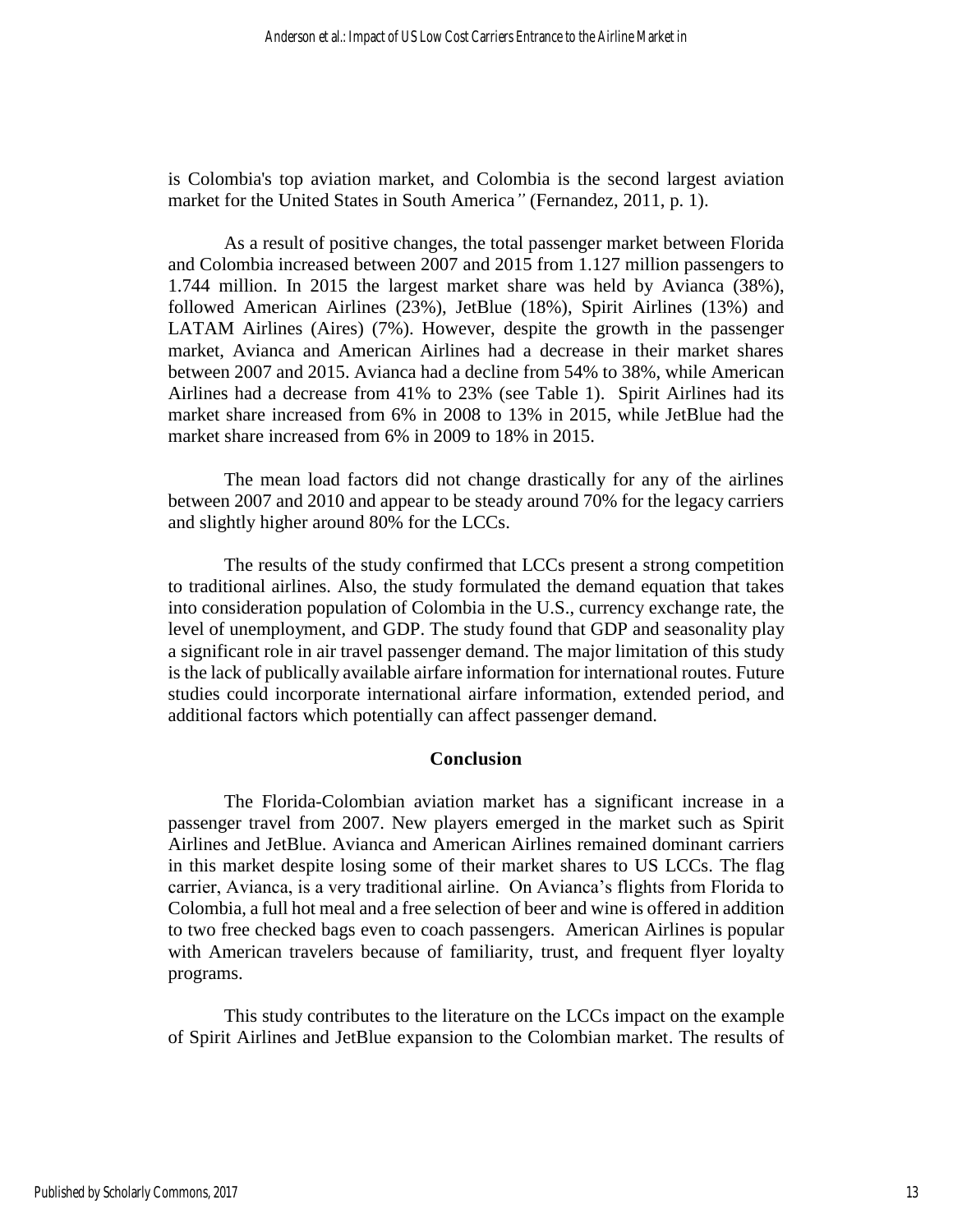is Colombia's top aviation market, and Colombia is the second largest aviation market for the United States in South America*"* (Fernandez, 2011, p. 1).

As a result of positive changes, the total passenger market between Florida and Colombia increased between 2007 and 2015 from 1.127 million passengers to 1.744 million. In 2015 the largest market share was held by Avianca (38%), followed American Airlines (23%), JetBlue (18%), Spirit Airlines (13%) and LATAM Airlines (Aires) (7%). However, despite the growth in the passenger market, Avianca and American Airlines had a decrease in their market shares between 2007 and 2015. Avianca had a decline from 54% to 38%, while American Airlines had a decrease from 41% to 23% (see Table 1). Spirit Airlines had its market share increased from 6% in 2008 to 13% in 2015, while JetBlue had the market share increased from 6% in 2009 to 18% in 2015.

The mean load factors did not change drastically for any of the airlines between 2007 and 2010 and appear to be steady around 70% for the legacy carriers and slightly higher around 80% for the LCCs.

The results of the study confirmed that LCCs present a strong competition to traditional airlines. Also, the study formulated the demand equation that takes into consideration population of Colombia in the U.S., currency exchange rate, the level of unemployment, and GDP. The study found that GDP and seasonality play a significant role in air travel passenger demand. The major limitation of this study is the lack of publically available airfare information for international routes. Future studies could incorporate international airfare information, extended period, and additional factors which potentially can affect passenger demand.

## Conclusion

The Florida-Colombian aviation market has a significant increase in a passenger travel from 2007. New players emerged in the market such as Spirit Airlines and JetBlue. Avianca and American Airlines remained dominant carriers in this market despite losing some of their market shares to US LCCs. The flag carrier, Avianca, is a very traditional airline. On Avianca's flights from Florida to Colombia, a full hot meal and a free selection of beer and wine is offered in addition to two free checked bags even to coach passengers. American Airlines is popular with American travelers because of familiarity, trust, and frequent flyer loyalty programs.

This study contributes to the literature on the LCCs impact on the example of Spirit Airlines and JetBlue expansion to the Colombian market. The results of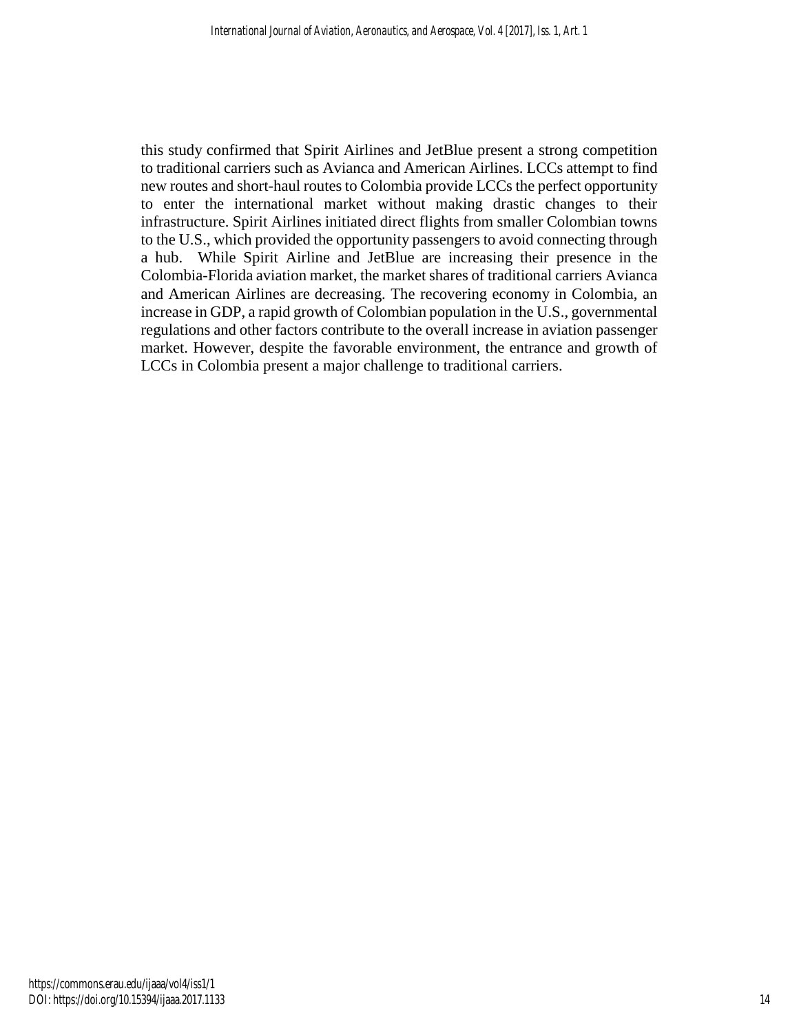this study confirmed that Spirit Airlines and JetBlue present a strong competition to traditional carriers such as Avianca and American Airlines. LCCs attempt to find new routes and short-haul routes to Colombia provide LCCs the perfect opportunity to enter the international market without making drastic changes to their infrastructure. Spirit Airlines initiated direct flights from smaller Colombian towns to the U.S., which provided the opportunity passengers to avoid connecting through a hub. While Spirit Airline and JetBlue are increasing their presence in the Colombia-Florida aviation market, the market shares of traditional carriers Avianca and American Airlines are decreasing. The recovering economy in Colombia, an increase in GDP, a rapid growth of Colombian population in the U.S., governmental regulations and other factors contribute to the overall increase in aviation passenger market. However, despite the favorable environment, the entrance and growth of LCCs in Colombia present a major challenge to traditional carriers.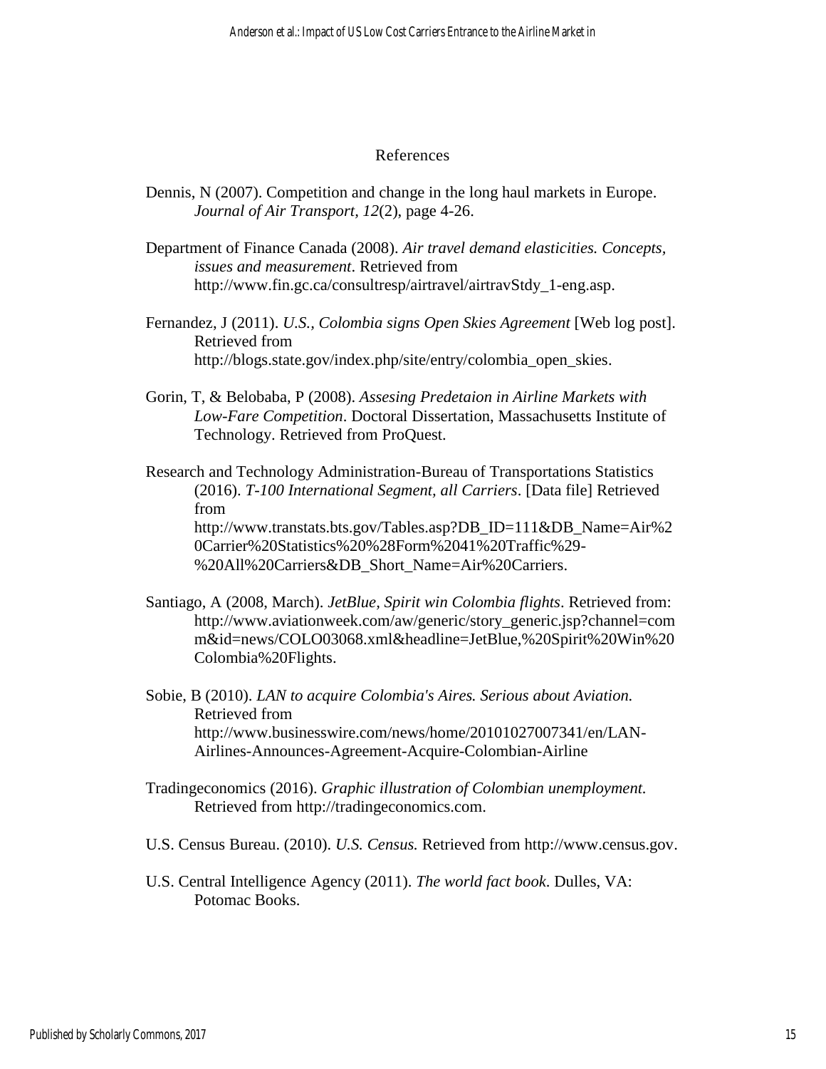## References

Dennis, N (2007). Competition and change in the long haul markets in Europe. *Journal of Air Transport*, *12*(2), page 4-26.

Department of Finance Canada (2008). *Air travel demand elasticities. Concepts, issues and measurement*. Retrieved from http://www.fin.gc.ca/consultresp/airtravel/airtravStdy_1-eng.asp.

Fernandez, J (2011). *U.S., Colombia signs Open Skies Agreement* [Web log post]. Retrieved from http://blogs.state.gov/index.php/site/entry/colombia_open_skies.

Gorin, T, & Belobaba, P (2008). *Assesing Predetaion in Airline Markets with Low-Fare Competition*. Doctoral Dissertation, Massachusetts Institute of Technology. Retrieved from ProQuest.

Research and Technology Administration-Bureau of Transportations Statistics (2016). *T-100 International Segment, all Carriers*. [Data file] Retrieved from http://www.transtats.bts.gov/Tables.asp?DB_ID=111&DB_Name=Air%20Carrier%20Statistics%20%28Form%2041%20Traffic%29-%20All%20Carriers&DB_Short_Name=Air%20Carriers.

Santiago, A (2008, March). *JetBlue, Spirit win Colombia flights*. Retrieved from: http://www.aviationweek.com/aw/generic/story_generic.jsp?channel=comm&id=news/COLO03068.xml&headline=JetBlue,%20Spirit%20Win%20Colombia%20Flights.

Sobie, B (2010). *LAN to acquire Colombia's Aires. Serious about Aviation.* Retrieved from http://www.businesswire.com/news/home/20101027007341/en/LAN-Airlines-Announces-Agreement-Acquire-Colombian-Airline

Tradingeconomics (2016). *Graphic illustration of Colombian unemployment.* Retrieved from http://tradingeconomics.com.

U.S. Census Bureau. (2010). *U.S. Census.* Retrieved from http://www.census.gov.

U.S. Central Intelligence Agency (2011). *The world fact book*. Dulles, VA: Potomac Books.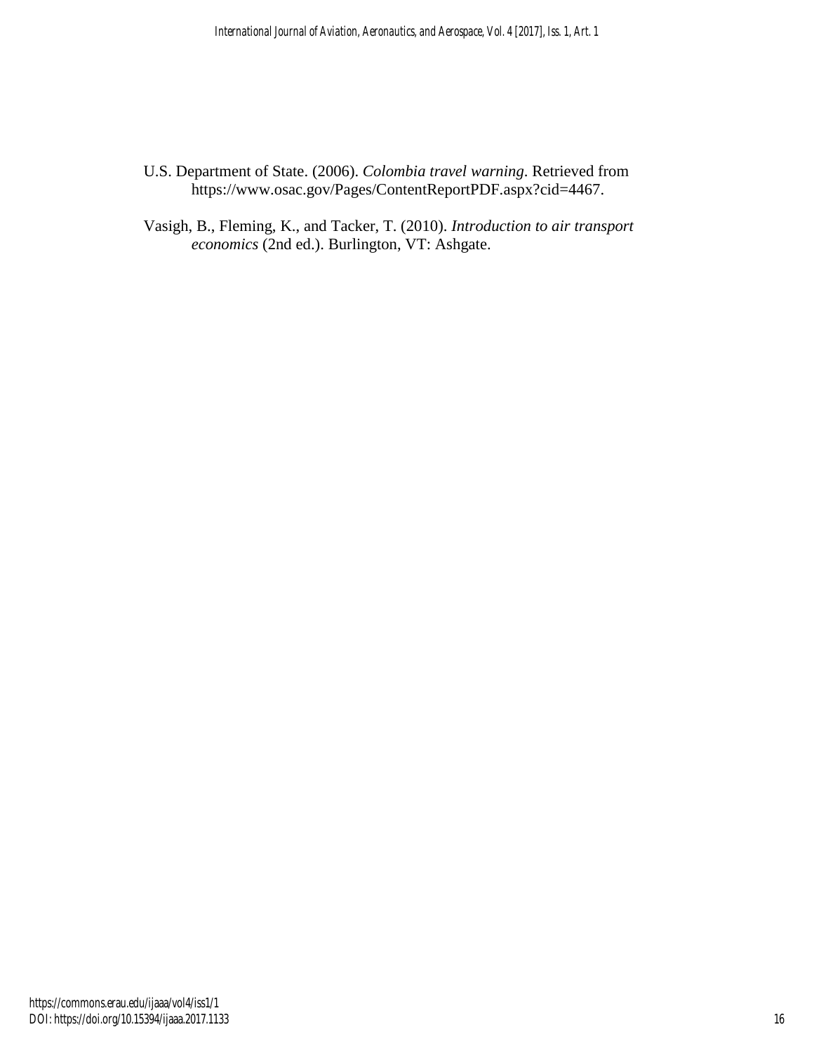U.S. Department of State. (2006). *Colombia travel warning*. Retrieved from https://www.osac.gov/Pages/ContentReportPDF.aspx?cid=4467.

Vasigh, B., Fleming, K., and Tacker, T. (2010). *Introduction to air transport economics* (2nd ed.). Burlington, VT: Ashgate.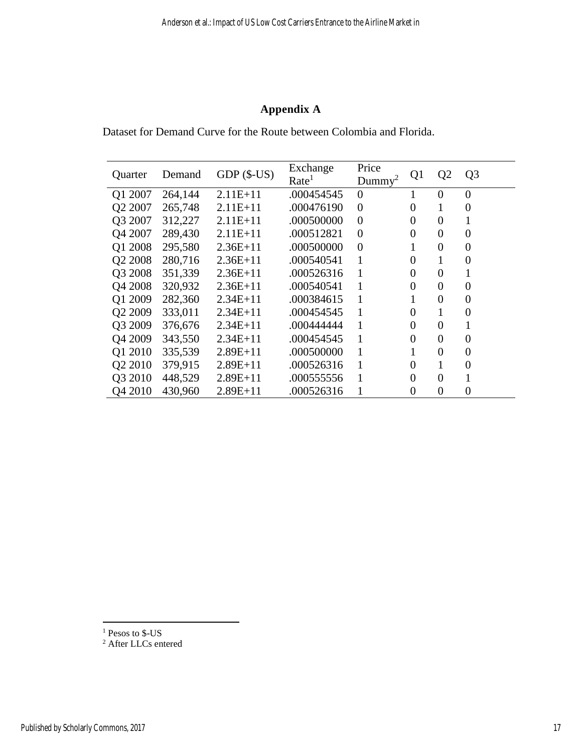## Appendix A

Dataset for Demand Curve for the Route between Colombia and Florida.

| Quarter | Demand | GDP ($-US) | Exchange Rate[1] | Price Dummy[2] | Q1 | Q2 | Q3 |
|---|---|---|---|---|---|---|---|
| Q1 2007 | 264,144 | 2.11E+11 | .000454545 | 0 | 1 | 0 | 0 |
| Q2 2007 | 265,748 | 2.11E+11 | .000476190 | 0 | 0 | 1 | 0 |
| Q3 2007 | 312,227 | 2.11E+11 | .000500000 | 0 | 0 | 0 | 1 |
| Q4 2007 | 289,430 | 2.11E+11 | .000512821 | 0 | 0 | 0 | 0 |
| Q1 2008 | 295,580 | 2.36E+11 | .000500000 | 0 | 1 | 0 | 0 |
| Q2 2008 | 280,716 | 2.36E+11 | .000540541 | 1 | 0 | 1 | 0 |
| Q3 2008 | 351,339 | 2.36E+11 | .000526316 | 1 | 0 | 0 | 1 |
| Q4 2008 | 320,932 | 2.36E+11 | .000540541 | 1 | 0 | 0 | 0 |
| Q1 2009 | 282,360 | 2.34E+11 | .000384615 | 1 | 1 | 0 | 0 |
| Q2 2009 | 333,011 | 2.34E+11 | .000454545 | 1 | 0 | 1 | 0 |
| Q3 2009 | 376,676 | 2.34E+11 | .000444444 | 1 | 0 | 0 | 1 |
| Q4 2009 | 343,550 | 2.34E+11 | .000454545 | 1 | 0 | 0 | 0 |
| Q1 2010 | 335,539 | 2.89E+11 | .000500000 | 1 | 1 | 0 | 0 |
| Q2 2010 | 379,915 | 2.89E+11 | .000526316 | 1 | 0 | 1 | 0 |
| Q3 2010 | 448,529 | 2.89E+11 | .000555556 | 1 | 0 | 0 | 1 |
| Q4 2010 | 430,960 | 2.89E+11 | .000526316 | 1 | 0 | 0 | 0 |

[1] Pesos to $-US

[2] After LLCs entered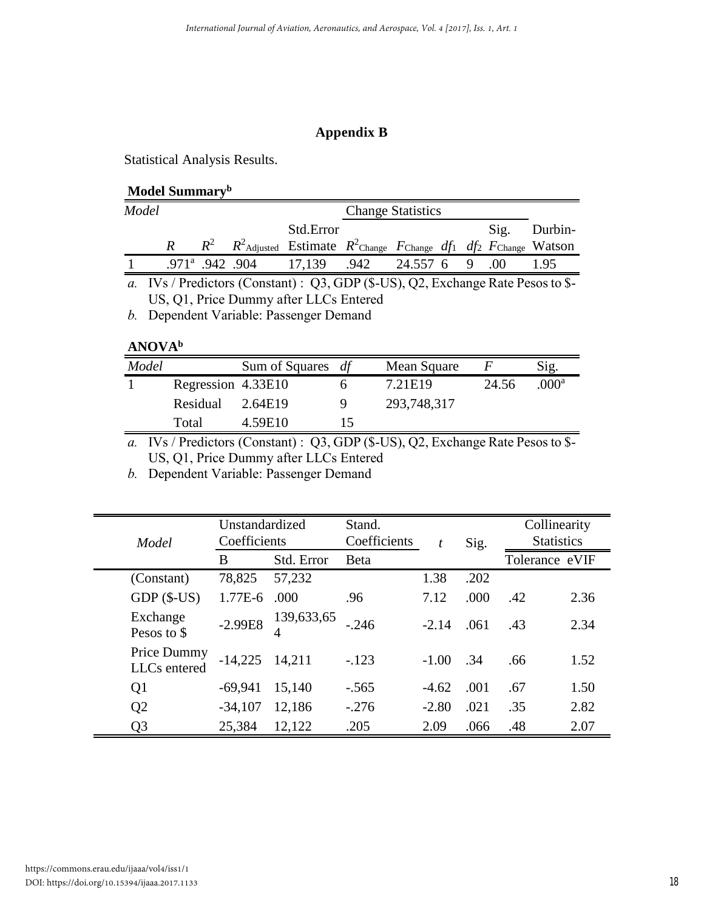## Appendix B

Statistical Analysis Results.

**Model Summary**[b]

| Model | $R$ | $R^2$ | $R^2_{Adjusted}$ | Std.Error Estimate | $R^2_{Change}$ | $F_{Change}$ | $df_1$ | $df_2$ | Sig. $F_{Change}$ | Durbin-Watson |
|---|---|---|---|---|---|---|---|---|---|---|
| | | | | | Change Statistics | | | | | |
| 1 | .971[a] | .942 | .904 | 17,139 | .942 | 24.557 | 6 | 9 | .00 | 1.95 |

*a.* IVs / Predictors (Constant) : Q3, GDP ($-US), Q2, Exchange Rate Pesos to $-US, Q1, Price Dummy after LLCs Entered

*b.* Dependent Variable: Passenger Demand

**ANOVA**[b]

| Model | | Sum of Squares | *df* | Mean Square | *F* | Sig. |
|---|---|---|---|---|---|---|
| 1 | Regression | 4.33E10 | 6 | 7.21E19 | 24.56 | .000[a] |
| | Residual | 2.64E19 | 9 | 293,748,317 | | |
| | Total | 4.59E10 | 15 | | | |

*a.* IVs / Predictors (Constant) : Q3, GDP ($-US), Q2, Exchange Rate Pesos to $-US, Q1, Price Dummy after LLCs Entered

*b.* Dependent Variable: Passenger Demand

| *Model* | Unstandardized Coefficients | | Stand. Coefficients | $t$ | Sig. | Collinearity Statistics | |
|---|---|---|---|---|---|---|---|
| | B | Std. Error | Beta | | | Tolerance | eVIF |
| (Constant) | 78,825 | 57,232 | | 1.38 | .202 | | |
| GDP ($-US) | 1.77E-6 | .000 | .96 | 7.12 | .000 | .42 | 2.36 |
| Exchange Pesos to $ | -2.99E8 | 139,633,654 | -.246 | -2.14 | .061 | .43 | 2.34 |
| Price Dummy LLCs entered | -14,225 | 14,211 | -.123 | -1.00 | .34 | .66 | 1.52 |
| Q1 | -69,941 | 15,140 | -.565 | -4.62 | .001 | .67 | 1.50 |
| Q2 | -34,107 | 12,186 | -.276 | -2.80 | .021 | .35 | 2.82 |
| Q3 | 25,384 | 12,122 | .205 | 2.09 | .066 | .48 | 2.07 |